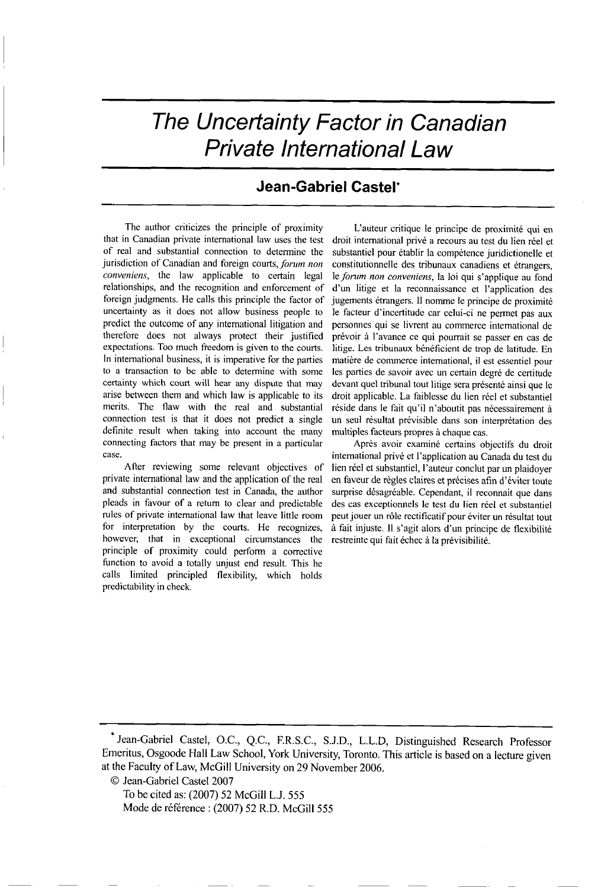# The Uncertainty Factor in Canadian Private International Law

## Jean-Gabriel Castel*

The author criticizes the principle of proximity that in Canadian private international law uses the test of real and substantial connection to determine the jurisdiction of Canadian and foreign courts, *forum non conveniens*, the law applicable to certain legal relationships, and the recognition and enforcement of foreign judgments. He calls this principle the factor of uncertainty as it does not allow business people to predict the outcome of any international litigation and therefore does not always protect their justified expectations. Too much freedom is given to the courts. In international business, it is imperative for the parties to a transaction to be able to determine with some certainty which court will hear any dispute that may arise between them and which law is applicable to its merits. The flaw with the real and substantial connection test is that it does not predict a single definite result when taking into account the many connecting factors that may be present in a particular case.

After reviewing some relevant objectives of private international law and the application of the real and substantial connection test in Canada, the author pleads in favour of a return to clear and predictable rules of private international law that leave little room for interpretation by the courts. He recognizes, however, that in exceptional circumstances the principle of proximity could perform a corrective function to avoid a totally unjust end result. This he calls limited principled flexibility, which holds predictability in check.

L'auteur critique le principe de proximité qui en droit international privé a recours au test du lien réel et substantiel pour établir la compétence juridictionnelle et constitutionnelle des tribunaux canadiens et étrangers, le *forum non conveniens*, la loi qui s'applique au fond d'un litige et la reconnaissance et l'application des jugements étrangers. Il nomme le principe de proximité le facteur d'incertitude car celui-ci ne permet pas aux personnes qui se livrent au commerce international de prévoir à l'avance ce qui pourrait se passer en cas de litige. Les tribunaux bénéficient de trop de latitude. En matière de commerce international, il est essentiel pour les parties de savoir avec un certain degré de certitude devant quel tribunal tout litige sera présenté ainsi que le droit applicable. La faiblesse du lien réel et substantiel réside dans le fait qu'il n'aboutit pas nécessairement à un seul résultat prévisible dans son interprétation des multiples facteurs propres à chaque cas.

Après avoir examiné certains objectifs du droit international privé et l'application au Canada du test du lien réel et substantiel, l'auteur conclut par un plaidoyer en faveur de règles claires et précises afin d'éviter toute surprise désagréable. Cependant, il reconnait que dans des cas exceptionnels le test du lien réel et substantiel peut jouer un rôle rectificatif pour éviter un résultat tout à fait injuste. Il s'agit alors d'un principe de flexibilité restreinte qui fait échec à la prévisibilité.

---

* Jean-Gabriel Castel, O.C., Q.C., F.R.S.C., S.J.D., L.L.D, Distinguished Research Professor Emeritus, Osgoode Hall Law School, York University, Toronto. This article is based on a lecture given at the Faculty of Law, McGill University on 29 November 2006.

© Jean-Gabriel Castel 2007

To be cited as: (2007) 52 McGill L.J. 555

Mode de référence : (2007) 52 R.D. McGill 555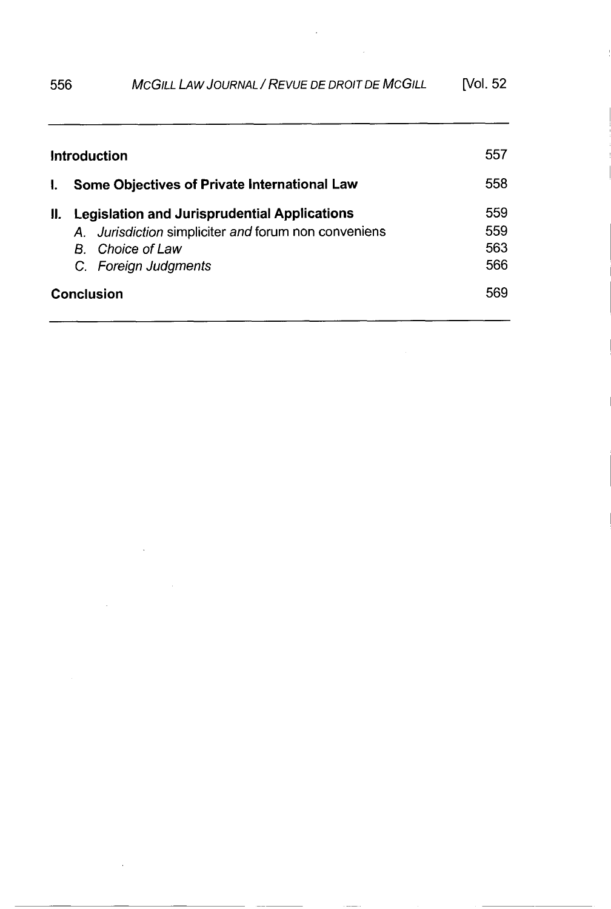| | |
|---|---|
| **Introduction** | 557 |
| **I. Some Objectives of Private International Law** | 558 |
| **II. Legislation and Jurisprudential Applications** | 559 |
| A. *Jurisdiction* simpliciter *and* forum non conveniens | 559 |
| B. *Choice of Law* | 563 |
| C. *Foreign Judgments* | 566 |
| **Conclusion** | 569 |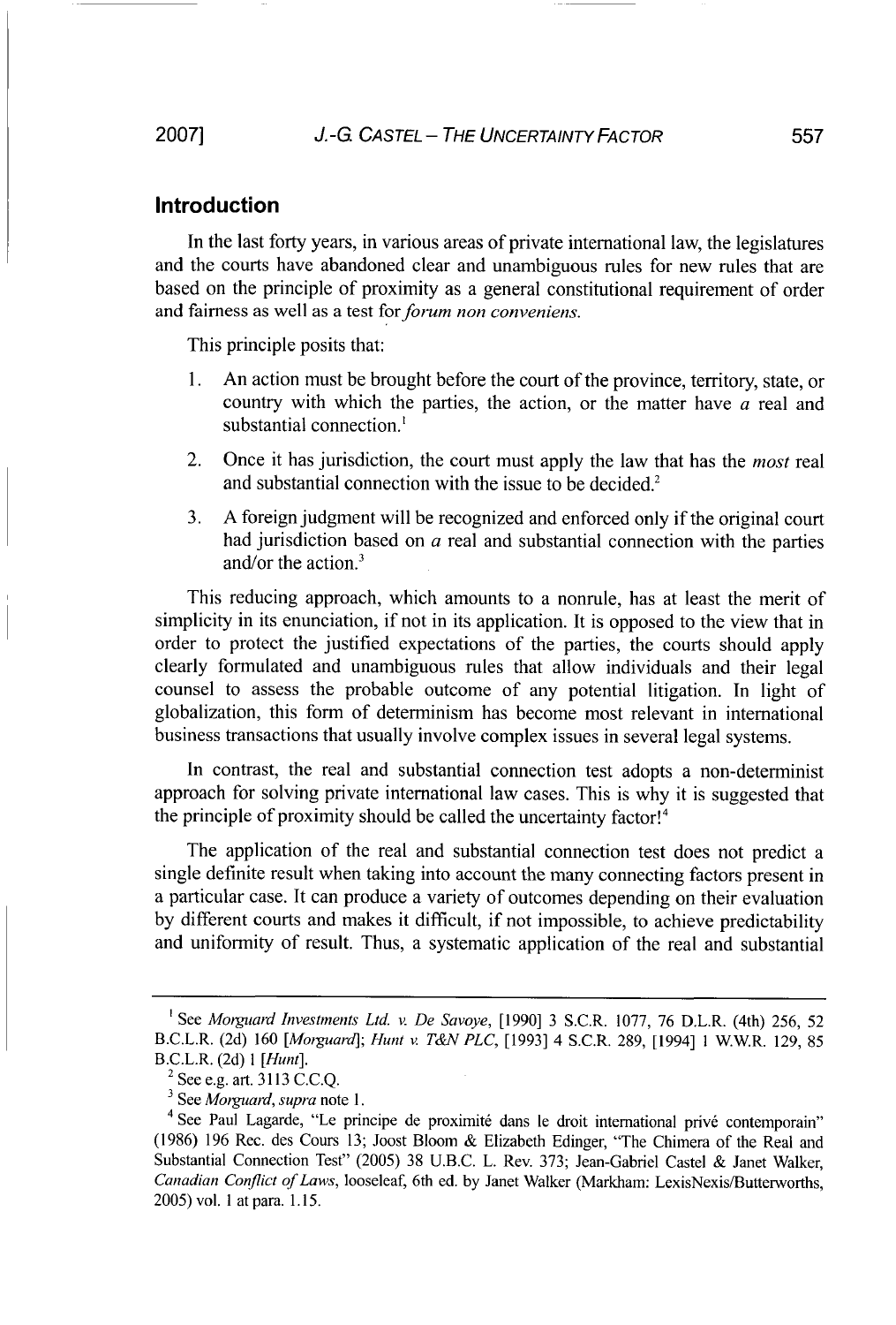## Introduction

In the last forty years, in various areas of private international law, the legislatures and the courts have abandoned clear and unambiguous rules for new rules that are based on the principle of proximity as a general constitutional requirement of order and fairness as well as a test for *forum non conveniens*.

This principle posits that:

1. An action must be brought before the court of the province, territory, state, or country with which the parties, the action, or the matter have *a* real and substantial connection.[1]
2. Once it has jurisdiction, the court must apply the law that has the *most* real and substantial connection with the issue to be decided.[2]
3. A foreign judgment will be recognized and enforced only if the original court had jurisdiction based on *a* real and substantial connection with the parties and/or the action.[3]

This reducing approach, which amounts to a nonrule, has at least the merit of simplicity in its enunciation, if not in its application. It is opposed to the view that in order to protect the justified expectations of the parties, the courts should apply clearly formulated and unambiguous rules that allow individuals and their legal counsel to assess the probable outcome of any potential litigation. In light of globalization, this form of determinism has become most relevant in international business transactions that usually involve complex issues in several legal systems.

In contrast, the real and substantial connection test adopts a non-determinist approach for solving private international law cases. This is why it is suggested that the principle of proximity should be called the uncertainty factor![4]

The application of the real and substantial connection test does not predict a single definite result when taking into account the many connecting factors present in a particular case. It can produce a variety of outcomes depending on their evaluation by different courts and makes it difficult, if not impossible, to achieve predictability and uniformity of result. Thus, a systematic application of the real and substantial

---

[1] See *Morguard Investments Ltd. v. De Savoye*, [1990] 3 S.C.R. 1077, 76 D.L.R. (4th) 256, 52 B.C.L.R. (2d) 160 [*Morguard*]; *Hunt v. T&N PLC*, [1993] 4 S.C.R. 289, [1994] 1 W.W.R. 129, 85 B.C.L.R. (2d) 1 [*Hunt*].

[2] See e.g. art. 3113 C.C.Q.

[3] See *Morguard*, *supra* note 1.

[4] See Paul Lagarde, "Le principe de proximité dans le droit international privé contemporain" (1986) 196 Rec. des Cours 13; Joost Bloom & Elizabeth Edinger, "The Chimera of the Real and Substantial Connection Test" (2005) 38 U.B.C. L. Rev. 373; Jean-Gabriel Castel & Janet Walker, *Canadian Conflict of Laws*, looseleaf, 6th ed. by Janet Walker (Markham: LexisNexis/Butterworths, 2005) vol. 1 at para. 1.15.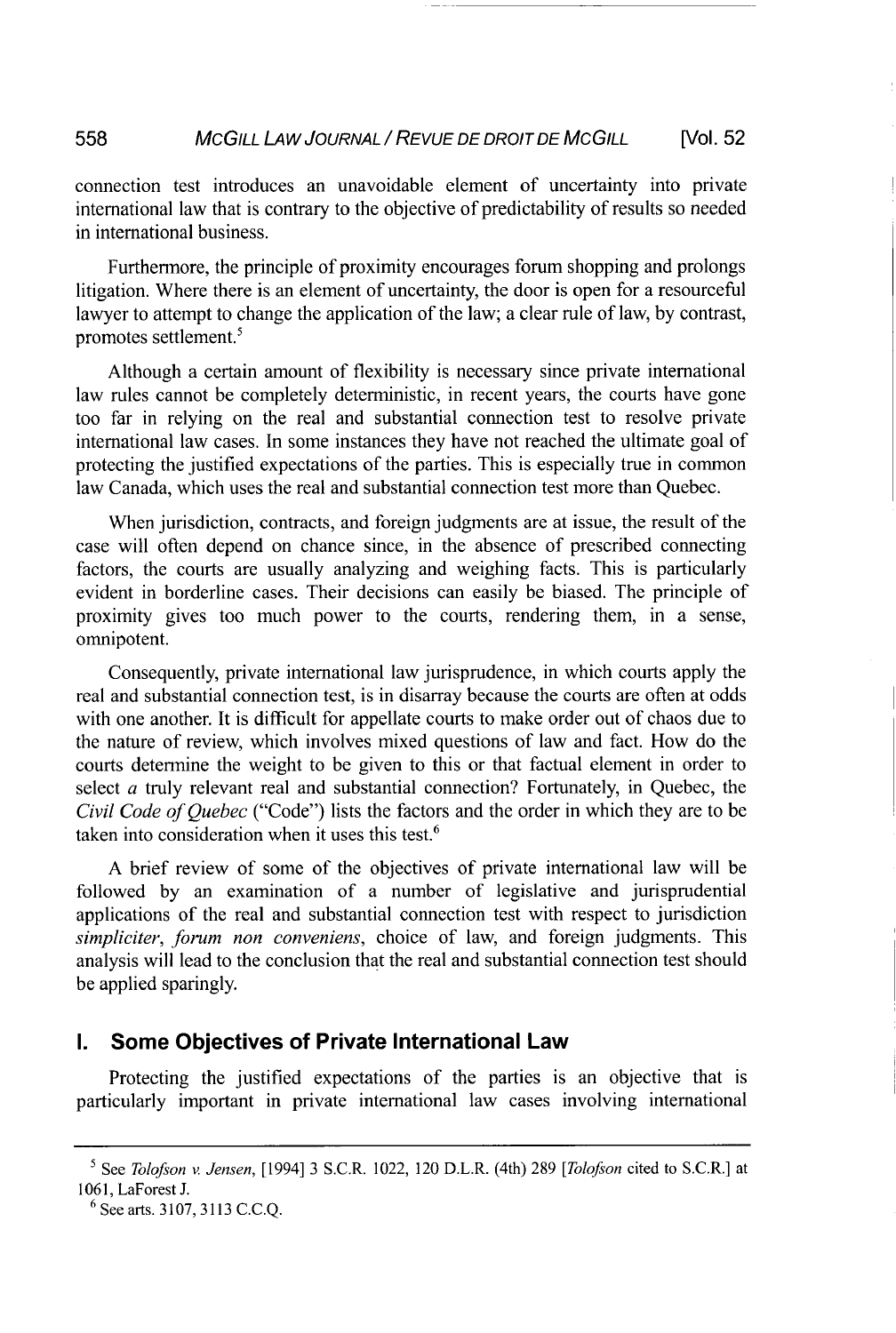connection test introduces an unavoidable element of uncertainty into private international law that is contrary to the objective of predictability of results so needed in international business.

Furthermore, the principle of proximity encourages forum shopping and prolongs litigation. Where there is an element of uncertainty, the door is open for a resourceful lawyer to attempt to change the application of the law; a clear rule of law, by contrast, promotes settlement.[5]

Although a certain amount of flexibility is necessary since private international law rules cannot be completely deterministic, in recent years, the courts have gone too far in relying on the real and substantial connection test to resolve private international law cases. In some instances they have not reached the ultimate goal of protecting the justified expectations of the parties. This is especially true in common law Canada, which uses the real and substantial connection test more than Quebec.

When jurisdiction, contracts, and foreign judgments are at issue, the result of the case will often depend on chance since, in the absence of prescribed connecting factors, the courts are usually analyzing and weighing facts. This is particularly evident in borderline cases. Their decisions can easily be biased. The principle of proximity gives too much power to the courts, rendering them, in a sense, omnipotent.

Consequently, private international law jurisprudence, in which courts apply the real and substantial connection test, is in disarray because the courts are often at odds with one another. It is difficult for appellate courts to make order out of chaos due to the nature of review, which involves mixed questions of law and fact. How do the courts determine the weight to be given to this or that factual element in order to select *a* truly relevant real and substantial connection? Fortunately, in Quebec, the *Civil Code of Quebec* ("Code") lists the factors and the order in which they are to be taken into consideration when it uses this test.[6]

A brief review of some of the objectives of private international law will be followed by an examination of a number of legislative and jurisprudential applications of the real and substantial connection test with respect to jurisdiction *simpliciter*, *forum non conveniens*, choice of law, and foreign judgments. This analysis will lead to the conclusion that the real and substantial connection test should be applied sparingly.

## I. Some Objectives of Private International Law

Protecting the justified expectations of the parties is an objective that is particularly important in private international law cases involving international

---

[5] See *Tolofson v. Jensen*, [1994] 3 S.C.R. 1022, 120 D.L.R. (4th) 289 [*Tolofson* cited to S.C.R.] at 1061, LaForest J.

[6] See arts. 3107, 3113 C.C.Q.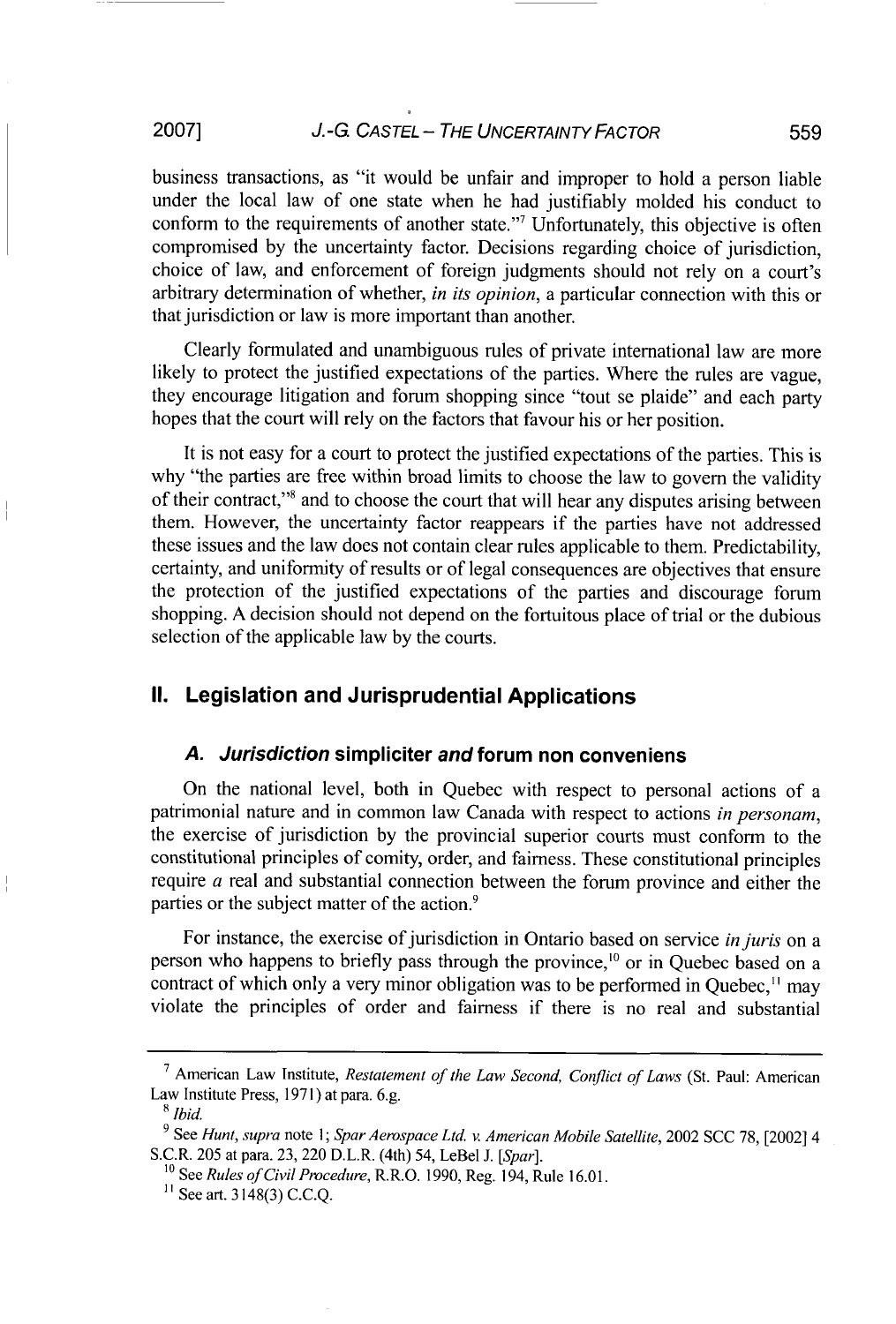business transactions, as "it would be unfair and improper to hold a person liable under the local law of one state when he had justifiably molded his conduct to conform to the requirements of another state."[7] Unfortunately, this objective is often compromised by the uncertainty factor. Decisions regarding choice of jurisdiction, choice of law, and enforcement of foreign judgments should not rely on a court's arbitrary determination of whether, *in its opinion*, a particular connection with this or that jurisdiction or law is more important than another.

Clearly formulated and unambiguous rules of private international law are more likely to protect the justified expectations of the parties. Where the rules are vague, they encourage litigation and forum shopping since "tout se plaide" and each party hopes that the court will rely on the factors that favour his or her position.

It is not easy for a court to protect the justified expectations of the parties. This is why "the parties are free within broad limits to choose the law to govern the validity of their contract,"[8] and to choose the court that will hear any disputes arising between them. However, the uncertainty factor reappears if the parties have not addressed these issues and the law does not contain clear rules applicable to them. Predictability, certainty, and uniformity of results or of legal consequences are objectives that ensure the protection of the justified expectations of the parties and discourage forum shopping. A decision should not depend on the fortuitous place of trial or the dubious selection of the applicable law by the courts.

## II. Legislation and Jurisprudential Applications

### A. *Jurisdiction* simpliciter *and* forum non conveniens

On the national level, both in Quebec with respect to personal actions of a patrimonial nature and in common law Canada with respect to actions *in personam*, the exercise of jurisdiction by the provincial superior courts must conform to the constitutional principles of comity, order, and fairness. These constitutional principles require *a* real and substantial connection between the forum province and either the parties or the subject matter of the action.[9]

For instance, the exercise of jurisdiction in Ontario based on service *in juris* on a person who happens to briefly pass through the province,[10] or in Quebec based on a contract of which only a very minor obligation was to be performed in Quebec,[11] may violate the principles of order and fairness if there is no real and substantial

---

[7] American Law Institute, *Restatement of the Law Second, Conflict of Laws* (St. Paul: American Law Institute Press, 1971) at para. 6.g.

[8] *Ibid.*

[9] See *Hunt, supra* note 1; *Spar Aerospace Ltd. v. American Mobile Satellite*, 2002 SCC 78, [2002] 4 S.C.R. 205 at para. 23, 220 D.L.R. (4th) 54, LeBel J. [*Spar*].

[10] See *Rules of Civil Procedure*, R.R.O. 1990, Reg. 194, Rule 16.01.

[11] See art. 3148(3) C.C.Q.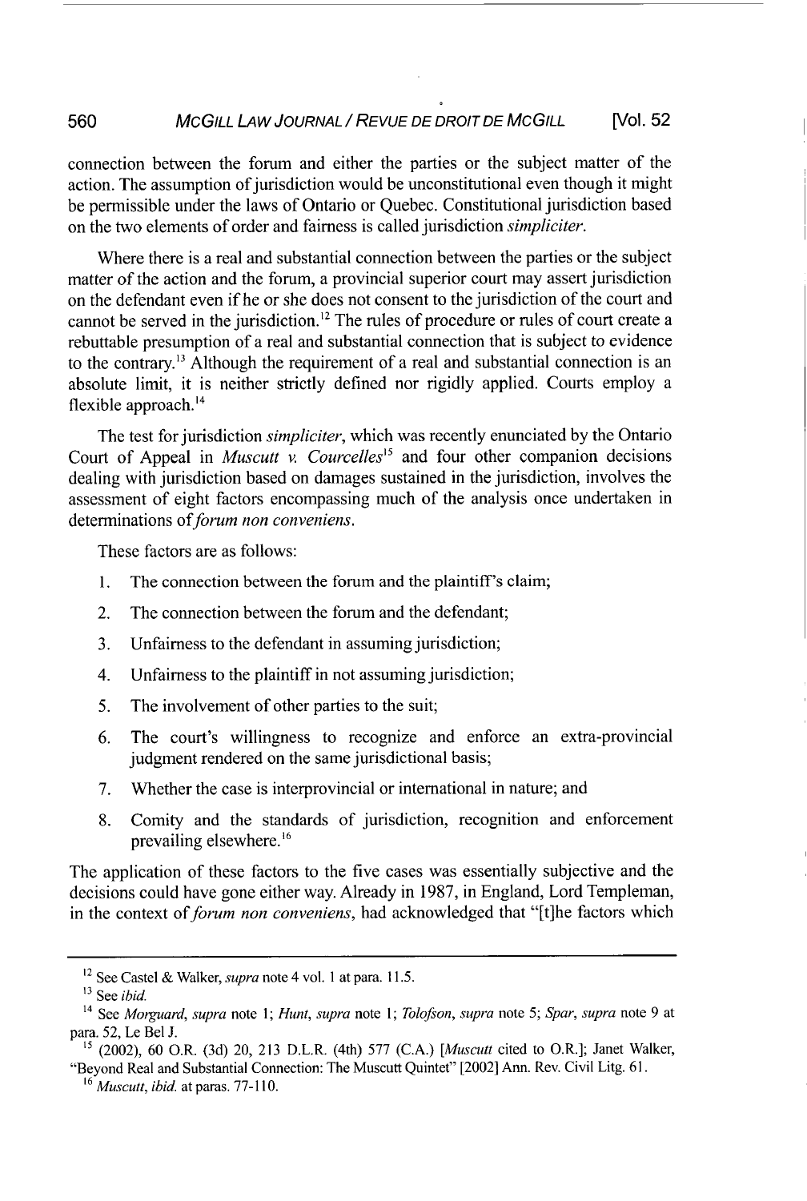connection between the forum and either the parties or the subject matter of the action. The assumption of jurisdiction would be unconstitutional even though it might be permissible under the laws of Ontario or Quebec. Constitutional jurisdiction based on the two elements of order and fairness is called jurisdiction *simpliciter*.

Where there is a real and substantial connection between the parties or the subject matter of the action and the forum, a provincial superior court may assert jurisdiction on the defendant even if he or she does not consent to the jurisdiction of the court and cannot be served in the jurisdiction.[12] The rules of procedure or rules of court create a rebuttable presumption of a real and substantial connection that is subject to evidence to the contrary.[13] Although the requirement of a real and substantial connection is an absolute limit, it is neither strictly defined nor rigidly applied. Courts employ a flexible approach.[14]

The test for jurisdiction *simpliciter*, which was recently enunciated by the Ontario Court of Appeal in *Muscutt v. Courcelles*[15] and four other companion decisions dealing with jurisdiction based on damages sustained in the jurisdiction, involves the assessment of eight factors encompassing much of the analysis once undertaken in determinations of *forum non conveniens*.

These factors are as follows:

1. The connection between the forum and the plaintiff's claim;
2. The connection between the forum and the defendant;
3. Unfairness to the defendant in assuming jurisdiction;
4. Unfairness to the plaintiff in not assuming jurisdiction;
5. The involvement of other parties to the suit;
6. The court's willingness to recognize and enforce an extra-provincial judgment rendered on the same jurisdictional basis;
7. Whether the case is interprovincial or international in nature; and
8. Comity and the standards of jurisdiction, recognition and enforcement prevailing elsewhere.[16]

The application of these factors to the five cases was essentially subjective and the decisions could have gone either way. Already in 1987, in England, Lord Templeman, in the context of *forum non conveniens*, had acknowledged that "[t]he factors which

---

[12] See Castel & Walker, *supra* note 4 vol. 1 at para. 11.5.

[13] See *ibid.*

[14] See *Morguard*, *supra* note 1; *Hunt*, *supra* note 1; *Tolofson*, *supra* note 5; *Spar*, *supra* note 9 at para. 52, Le Bel J.

[15] (2002), 60 O.R. (3d) 20, 213 D.L.R. (4th) 577 (C.A.) [*Muscutt* cited to O.R.]; Janet Walker, "Beyond Real and Substantial Connection: The Muscutt Quintet" [2002] Ann. Rev. Civil Litg. 61.

[16] *Muscutt*, *ibid.* at paras. 77-110.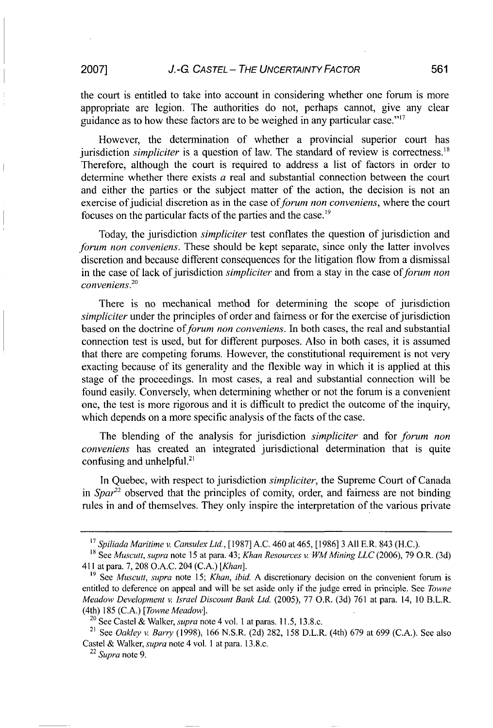the court is entitled to take into account in considering whether one forum is more appropriate are legion. The authorities do not, perhaps cannot, give any clear guidance as to how these factors are to be weighed in any particular case."[17]

However, the determination of whether a provincial superior court has jurisdiction *simpliciter* is a question of law. The standard of review is correctness.[18] Therefore, although the court is required to address a list of factors in order to determine whether there exists *a* real and substantial connection between the court and either the parties or the subject matter of the action, the decision is not an exercise of judicial discretion as in the case of *forum non conveniens*, where the court focuses on the particular facts of the parties and the case.[19]

Today, the jurisdiction *simpliciter* test conflates the question of jurisdiction and *forum non conveniens*. These should be kept separate, since only the latter involves discretion and because different consequences for the litigation flow from a dismissal in the case of lack of jurisdiction *simpliciter* and from a stay in the case of *forum non conveniens*.[20]

There is no mechanical method for determining the scope of jurisdiction *simpliciter* under the principles of order and fairness or for the exercise of jurisdiction based on the doctrine of *forum non conveniens*. In both cases, the real and substantial connection test is used, but for different purposes. Also in both cases, it is assumed that there are competing forums. However, the constitutional requirement is not very exacting because of its generality and the flexible way in which it is applied at this stage of the proceedings. In most cases, a real and substantial connection will be found easily. Conversely, when determining whether or not the forum is a convenient one, the test is more rigorous and it is difficult to predict the outcome of the inquiry, which depends on a more specific analysis of the facts of the case.

The blending of the analysis for jurisdiction *simpliciter* and for *forum non conveniens* has created an integrated jurisdictional determination that is quite confusing and unhelpful.[21]

In Quebec, with respect to jurisdiction *simpliciter*, the Supreme Court of Canada in *Spar*[22] observed that the principles of comity, order, and fairness are not binding rules in and of themselves. They only inspire the interpretation of the various private

---

[17] *Spiliada Maritime v. Cansulex Ltd.*, [1987] A.C. 460 at 465, [1986] 3 All E.R. 843 (H.C.).

[18] See *Muscutt*, *supra* note 15 at para. 43; *Khan Resources v. WM Mining LLC* (2006), 79 O.R. (3d) 411 at para. 7, 208 O.A.C. 204 (C.A.) [*Khan*].

[19] See *Muscutt*, *supra* note 15; *Khan*, *ibid.* A discretionary decision on the convenient forum is entitled to deference on appeal and will be set aside only if the judge erred in principle. See *Towne Meadow Development v. Israel Discount Bank Ltd.* (2005), 77 O.R. (3d) 761 at para. 14, 10 B.L.R. (4th) 185 (C.A.) [*Towne Meadow*].

[20] See Castel & Walker, *supra* note 4 vol. 1 at paras. 11.5, 13.8.c.

[21] See *Oakley v. Barry* (1998), 166 N.S.R. (2d) 282, 158 D.L.R. (4th) 679 at 699 (C.A.). See also Castel & Walker, *supra* note 4 vol. 1 at para. 13.8.c.

[22] *Supra* note 9.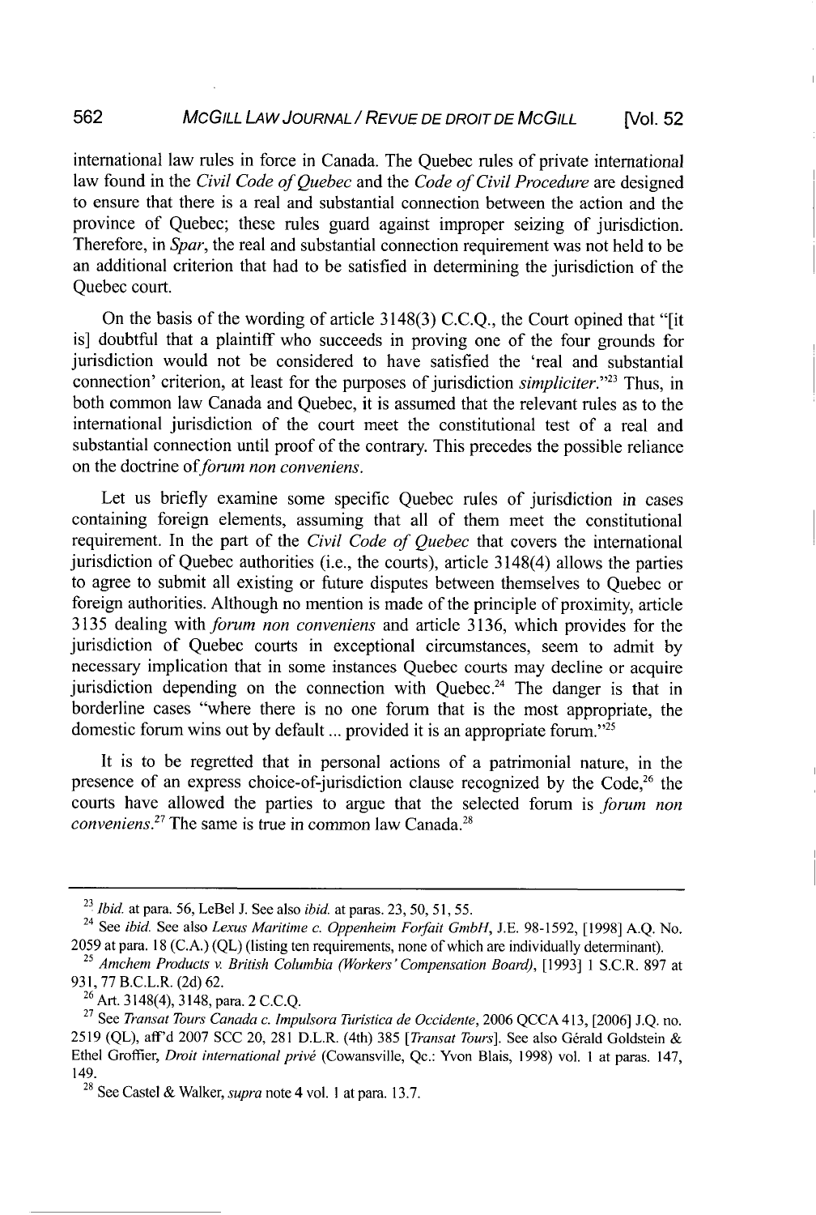international law rules in force in Canada. The Quebec rules of private international law found in the *Civil Code of Quebec* and the *Code of Civil Procedure* are designed to ensure that there is a real and substantial connection between the action and the province of Quebec; these rules guard against improper seizing of jurisdiction. Therefore, in *Spar*, the real and substantial connection requirement was not held to be an additional criterion that had to be satisfied in determining the jurisdiction of the Quebec court.

On the basis of the wording of article 3148(3) C.C.Q., the Court opined that "[it is] doubtful that a plaintiff who succeeds in proving one of the four grounds for jurisdiction would not be considered to have satisfied the 'real and substantial connection' criterion, at least for the purposes of jurisdiction *simpliciter*."[23] Thus, in both common law Canada and Quebec, it is assumed that the relevant rules as to the international jurisdiction of the court meet the constitutional test of a real and substantial connection until proof of the contrary. This precedes the possible reliance on the doctrine of *forum non conveniens*.

Let us briefly examine some specific Quebec rules of jurisdiction in cases containing foreign elements, assuming that all of them meet the constitutional requirement. In the part of the *Civil Code of Quebec* that covers the international jurisdiction of Quebec authorities (i.e., the courts), article 3148(4) allows the parties to agree to submit all existing or future disputes between themselves to Quebec or foreign authorities. Although no mention is made of the principle of proximity, article 3135 dealing with *forum non conveniens* and article 3136, which provides for the jurisdiction of Quebec courts in exceptional circumstances, seem to admit by necessary implication that in some instances Quebec courts may decline or acquire jurisdiction depending on the connection with Quebec.[24] The danger is that in borderline cases "where there is no one forum that is the most appropriate, the domestic forum wins out by default ... provided it is an appropriate forum."[25]

It is to be regretted that in personal actions of a patrimonial nature, in the presence of an express choice-of-jurisdiction clause recognized by the Code,[26] the courts have allowed the parties to argue that the selected forum is *forum non conveniens*.[27] The same is true in common law Canada.[28]

---

[23] *Ibid.* at para. 56, LeBel J. See also *ibid.* at paras. 23, 50, 51, 55.

[24] See *ibid.* See also *Lexus Maritime c. Oppenheim Forfait GmbH*, J.E. 98-1592, [1998] A.Q. No. 2059 at para. 18 (C.A.) (QL) (listing ten requirements, none of which are individually determinant).

[25] *Amchem Products v. British Columbia (Workers' Compensation Board)*, [1993] 1 S.C.R. 897 at 931, 77 B.C.L.R. (2d) 62.

[26] Art. 3148(4), 3148, para. 2 C.C.Q.

[27] See *Transat Tours Canada c. Impulsora Turistica de Occidente*, 2006 QCCA 413, [2006] J.Q. no. 2519 (QL), aff'd 2007 SCC 20, 281 D.L.R. (4th) 385 [*Transat Tours*]. See also Gérald Goldstein & Ethel Groffier, *Droit international privé* (Cowansville, Qc.: Yvon Blais, 1998) vol. 1 at paras. 147, 149.

[28] See Castel & Walker, *supra* note 4 vol. 1 at para. 13.7.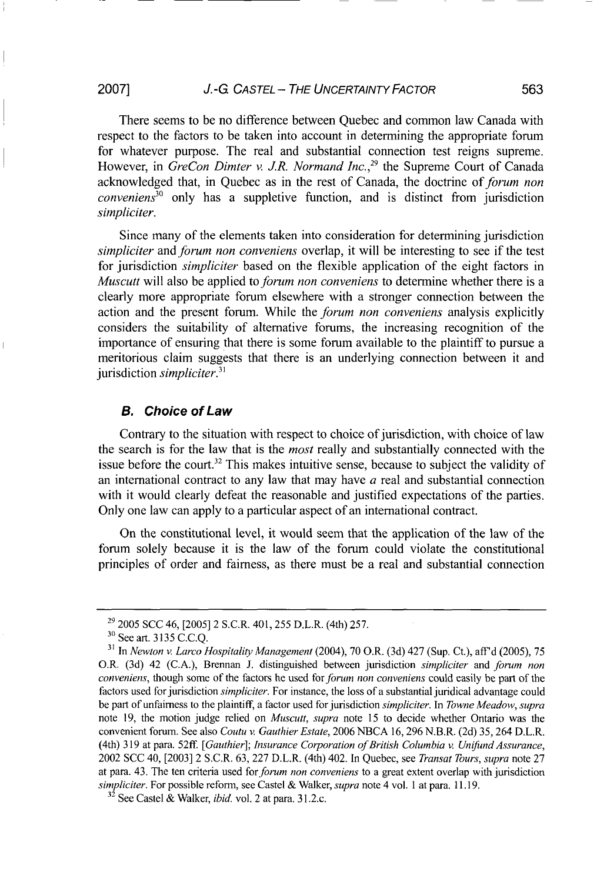There seems to be no difference between Quebec and common law Canada with respect to the factors to be taken into account in determining the appropriate forum for whatever purpose. The real and substantial connection test reigns supreme. However, in *GreCon Dimter v. J.R. Normand Inc.*,[29] the Supreme Court of Canada acknowledged that, in Quebec as in the rest of Canada, the doctrine of *forum non conveniens*[30] only has a suppletive function, and is distinct from jurisdiction *simpliciter*.

Since many of the elements taken into consideration for determining jurisdiction *simpliciter* and *forum non conveniens* overlap, it will be interesting to see if the test for jurisdiction *simpliciter* based on the flexible application of the eight factors in *Muscutt* will also be applied to *forum non conveniens* to determine whether there is a clearly more appropriate forum elsewhere with a stronger connection between the action and the present forum. While the *forum non conveniens* analysis explicitly considers the suitability of alternative forums, the increasing recognition of the importance of ensuring that there is some forum available to the plaintiff to pursue a meritorious claim suggests that there is an underlying connection between it and jurisdiction *simpliciter*.[31]

### B. Choice of Law

Contrary to the situation with respect to choice of jurisdiction, with choice of law the search is for the law that is the *most* really and substantially connected with the issue before the court.[32] This makes intuitive sense, because to subject the validity of an international contract to any law that may have *a* real and substantial connection with it would clearly defeat the reasonable and justified expectations of the parties. Only one law can apply to a particular aspect of an international contract.

On the constitutional level, it would seem that the application of the law of the forum solely because it is the law of the forum could violate the constitutional principles of order and fairness, as there must be a real and substantial connection

---

[29] 2005 SCC 46, [2005] 2 S.C.R. 401, 255 D.L.R. (4th) 257.

[30] See art. 3135 C.C.Q.

[31] In *Newton v. Larco Hospitality Management* (2004), 70 O.R. (3d) 427 (Sup. Ct.), aff'd (2005), 75 O.R. (3d) 42 (C.A.), Brennan J. distinguished between jurisdiction *simpliciter* and *forum non conveniens*, though some of the factors he used for *forum non conveniens* could easily be part of the factors used for jurisdiction *simpliciter*. For instance, the loss of a substantial juridical advantage could be part of unfairness to the plaintiff, a factor used for jurisdiction *simpliciter*. In *Towne Meadow*, *supra* note 19, the motion judge relied on *Muscutt*, *supra* note 15 to decide whether Ontario was the convenient forum. See also *Coutu v. Gauthier Estate*, 2006 NBCA 16, 296 N.B.R. (2d) 35, 264 D.L.R. (4th) 319 at para. 52ff. [*Gauthier*]; *Insurance Corporation of British Columbia v. Unifund Assurance*, 2002 SCC 40, [2003] 2 S.C.R. 63, 227 D.L.R. (4th) 402. In Quebec, see *Transat Tours*, *supra* note 27 at para. 43. The ten criteria used for *forum non conveniens* to a great extent overlap with jurisdiction *simpliciter*. For possible reform, see Castel & Walker, *supra* note 4 vol. 1 at para. 11.19.

[32] See Castel & Walker, *ibid.* vol. 2 at para. 31.2.c.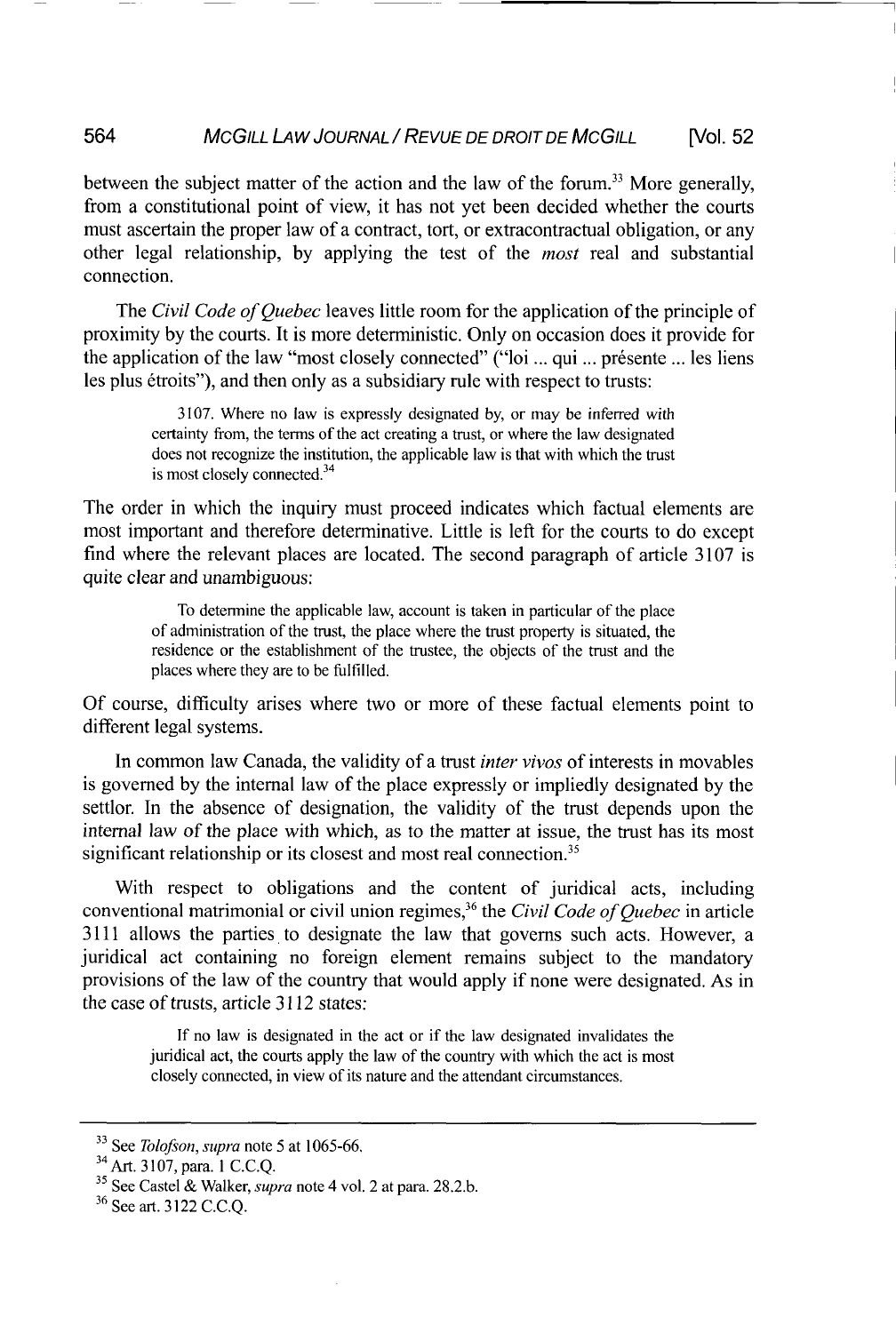between the subject matter of the action and the law of the forum.[33] More generally, from a constitutional point of view, it has not yet been decided whether the courts must ascertain the proper law of a contract, tort, or extracontractual obligation, or any other legal relationship, by applying the test of the *most* real and substantial connection.

The *Civil Code of Quebec* leaves little room for the application of the principle of proximity by the courts. It is more deterministic. Only on occasion does it provide for the application of the law "most closely connected" ("loi ... qui ... présente ... les liens les plus étroits"), and then only as a subsidiary rule with respect to trusts:

> 3107. Where no law is expressly designated by, or may be inferred with certainty from, the terms of the act creating a trust, or where the law designated does not recognize the institution, the applicable law is that with which the trust is most closely connected.[34]

The order in which the inquiry must proceed indicates which factual elements are most important and therefore determinative. Little is left for the courts to do except find where the relevant places are located. The second paragraph of article 3107 is quite clear and unambiguous:

> To determine the applicable law, account is taken in particular of the place of administration of the trust, the place where the trust property is situated, the residence or the establishment of the trustee, the objects of the trust and the places where they are to be fulfilled.

Of course, difficulty arises where two or more of these factual elements point to different legal systems.

In common law Canada, the validity of a trust *inter vivos* of interests in movables is governed by the internal law of the place expressly or impliedly designated by the settlor. In the absence of designation, the validity of the trust depends upon the internal law of the place with which, as to the matter at issue, the trust has its most significant relationship or its closest and most real connection.[35]

With respect to obligations and the content of juridical acts, including conventional matrimonial or civil union regimes,[36] the *Civil Code of Quebec* in article 3111 allows the parties to designate the law that governs such acts. However, a juridical act containing no foreign element remains subject to the mandatory provisions of the law of the country that would apply if none were designated. As in the case of trusts, article 3112 states:

> If no law is designated in the act or if the law designated invalidates the juridical act, the courts apply the law of the country with which the act is most closely connected, in view of its nature and the attendant circumstances.

---

[33] See *Tolofson*, *supra* note 5 at 1065-66.

[34] Art. 3107, para. 1 C.C.Q.

[35] See Castel & Walker, *supra* note 4 vol. 2 at para. 28.2.b.

[36] See art. 3122 C.C.Q.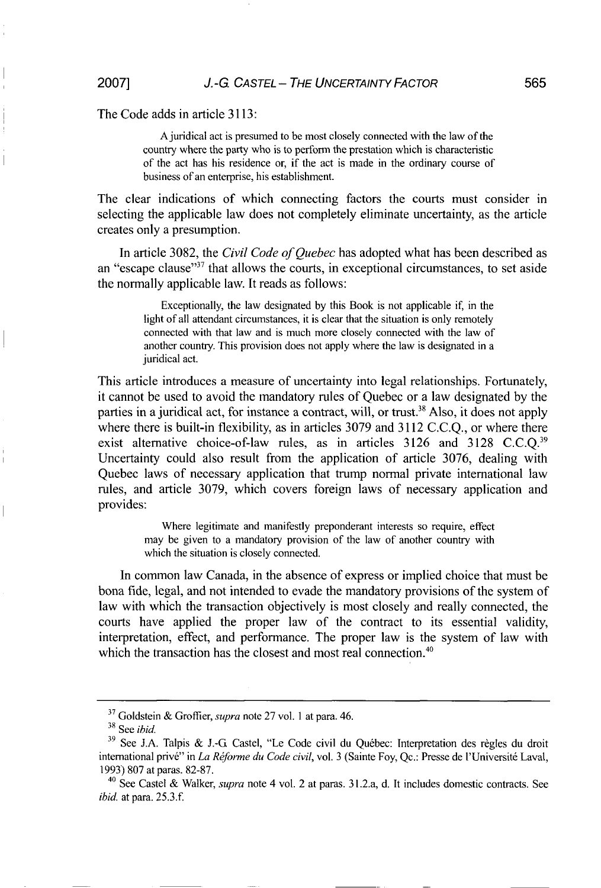The Code adds in article 3113:

> A juridical act is presumed to be most closely connected with the law of the country where the party who is to perform the prestation which is characteristic of the act has his residence or, if the act is made in the ordinary course of business of an enterprise, his establishment.

The clear indications of which connecting factors the courts must consider in selecting the applicable law does not completely eliminate uncertainty, as the article creates only a presumption.

In article 3082, the *Civil Code of Quebec* has adopted what has been described as an "escape clause"[37] that allows the courts, in exceptional circumstances, to set aside the normally applicable law. It reads as follows:

> Exceptionally, the law designated by this Book is not applicable if, in the light of all attendant circumstances, it is clear that the situation is only remotely connected with that law and is much more closely connected with the law of another country. This provision does not apply where the law is designated in a juridical act.

This article introduces a measure of uncertainty into legal relationships. Fortunately, it cannot be used to avoid the mandatory rules of Quebec or a law designated by the parties in a juridical act, for instance a contract, will, or trust.[38] Also, it does not apply where there is built-in flexibility, as in articles 3079 and 3112 C.C.Q., or where there exist alternative choice-of-law rules, as in articles 3126 and 3128 C.C.Q.[39] Uncertainty could also result from the application of article 3076, dealing with Quebec laws of necessary application that trump normal private international law rules, and article 3079, which covers foreign laws of necessary application and provides:

> Where legitimate and manifestly preponderant interests so require, effect may be given to a mandatory provision of the law of another country with which the situation is closely connected.

In common law Canada, in the absence of express or implied choice that must be bona fide, legal, and not intended to evade the mandatory provisions of the system of law with which the transaction objectively is most closely and really connected, the courts have applied the proper law of the contract to its essential validity, interpretation, effect, and performance. The proper law is the system of law with which the transaction has the closest and most real connection.[40]

---

[37] Goldstein & Groffier, *supra* note 27 vol. 1 at para. 46.

[38] See *ibid.*

[39] See J.A. Talpis & J.-G. Castel, "Le Code civil du Québec: Interpretation des règles du droit international privé" in *La Réforme du Code civil*, vol. 3 (Sainte Foy, Qc.: Presse de l'Université Laval, 1993) 807 at paras. 82-87.

[40] See Castel & Walker, *supra* note 4 vol. 2 at paras. 31.2.a, d. It includes domestic contracts. See *ibid.* at para. 25.3.f.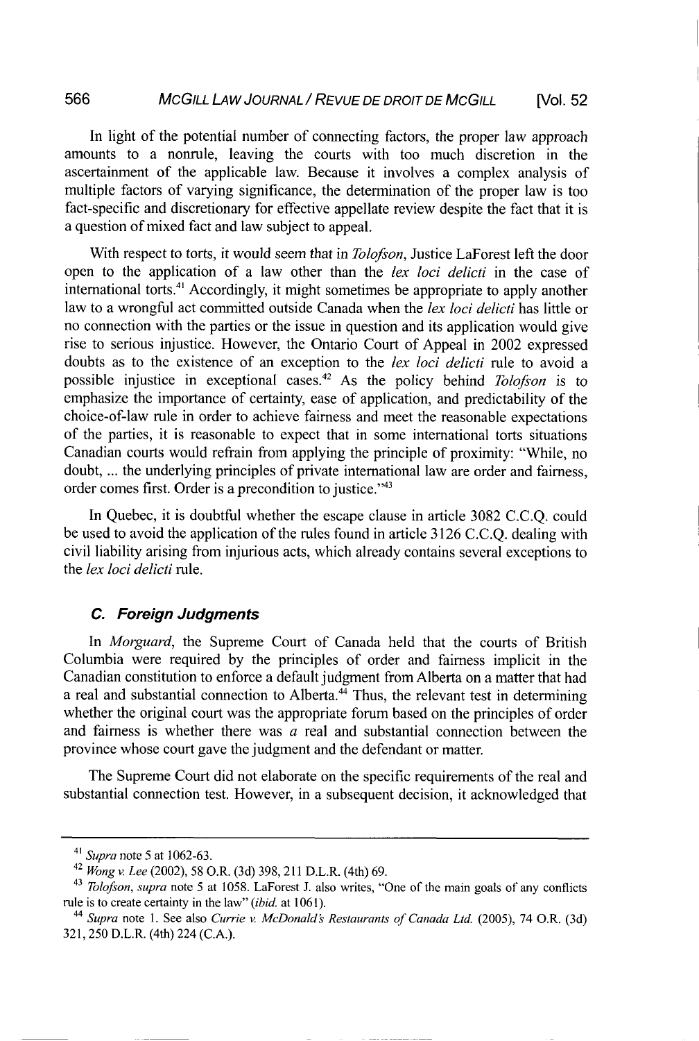In light of the potential number of connecting factors, the proper law approach amounts to a nonrule, leaving the courts with too much discretion in the ascertainment of the applicable law. Because it involves a complex analysis of multiple factors of varying significance, the determination of the proper law is too fact-specific and discretionary for effective appellate review despite the fact that it is a question of mixed fact and law subject to appeal.

With respect to torts, it would seem that in *Tolofson*, Justice LaForest left the door open to the application of a law other than the *lex loci delicti* in the case of international torts.[41] Accordingly, it might sometimes be appropriate to apply another law to a wrongful act committed outside Canada when the *lex loci delicti* has little or no connection with the parties or the issue in question and its application would give rise to serious injustice. However, the Ontario Court of Appeal in 2002 expressed doubts as to the existence of an exception to the *lex loci delicti* rule to avoid a possible injustice in exceptional cases.[42] As the policy behind *Tolofson* is to emphasize the importance of certainty, ease of application, and predictability of the choice-of-law rule in order to achieve fairness and meet the reasonable expectations of the parties, it is reasonable to expect that in some international torts situations Canadian courts would refrain from applying the principle of proximity: "While, no doubt, ... the underlying principles of private international law are order and fairness, order comes first. Order is a precondition to justice."[43]

In Quebec, it is doubtful whether the escape clause in article 3082 C.C.Q. could be used to avoid the application of the rules found in article 3126 C.C.Q. dealing with civil liability arising from injurious acts, which already contains several exceptions to the *lex loci delicti* rule.

### C. Foreign Judgments

In *Morguard*, the Supreme Court of Canada held that the courts of British Columbia were required by the principles of order and fairness implicit in the Canadian constitution to enforce a default judgment from Alberta on a matter that had a real and substantial connection to Alberta.[44] Thus, the relevant test in determining whether the original court was the appropriate forum based on the principles of order and fairness is whether there was *a* real and substantial connection between the province whose court gave the judgment and the defendant or matter.

The Supreme Court did not elaborate on the specific requirements of the real and substantial connection test. However, in a subsequent decision, it acknowledged that

---

[41] *Supra* note 5 at 1062-63.

[42] *Wong v. Lee* (2002), 58 O.R. (3d) 398, 211 D.L.R. (4th) 69.

[43] *Tolofson*, *supra* note 5 at 1058. LaForest J. also writes, "One of the main goals of any conflicts rule is to create certainty in the law" (*ibid.* at 1061).

[44] *Supra* note 1. See also *Currie v. McDonald's Restaurants of Canada Ltd.* (2005), 74 O.R. (3d) 321, 250 D.L.R. (4th) 224 (C.A.).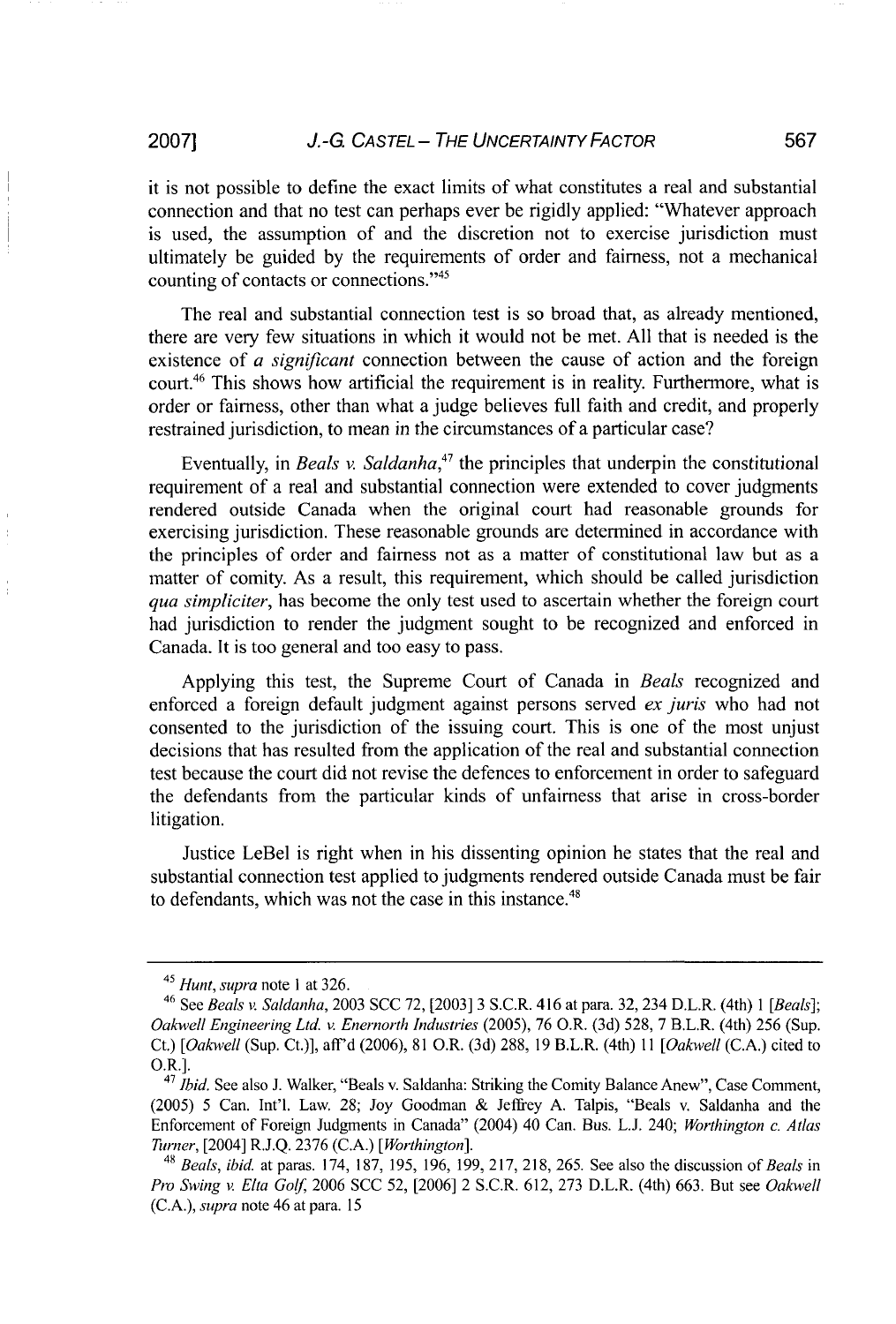it is not possible to define the exact limits of what constitutes a real and substantial connection and that no test can perhaps ever be rigidly applied: "Whatever approach is used, the assumption of and the discretion not to exercise jurisdiction must ultimately be guided by the requirements of order and fairness, not a mechanical counting of contacts or connections."[45]

The real and substantial connection test is so broad that, as already mentioned, there are very few situations in which it would not be met. All that is needed is the existence of *a significant* connection between the cause of action and the foreign court.[46] This shows how artificial the requirement is in reality. Furthermore, what is order or fairness, other than what a judge believes full faith and credit, and properly restrained jurisdiction, to mean in the circumstances of a particular case?

Eventually, in *Beals v. Saldanha*,[47] the principles that underpin the constitutional requirement of a real and substantial connection were extended to cover judgments rendered outside Canada when the original court had reasonable grounds for exercising jurisdiction. These reasonable grounds are determined in accordance with the principles of order and fairness not as a matter of constitutional law but as a matter of comity. As a result, this requirement, which should be called jurisdiction *qua simpliciter*, has become the only test used to ascertain whether the foreign court had jurisdiction to render the judgment sought to be recognized and enforced in Canada. It is too general and too easy to pass.

Applying this test, the Supreme Court of Canada in *Beals* recognized and enforced a foreign default judgment against persons served *ex juris* who had not consented to the jurisdiction of the issuing court. This is one of the most unjust decisions that has resulted from the application of the real and substantial connection test because the court did not revise the defences to enforcement in order to safeguard the defendants from the particular kinds of unfairness that arise in cross-border litigation.

Justice LeBel is right when in his dissenting opinion he states that the real and substantial connection test applied to judgments rendered outside Canada must be fair to defendants, which was not the case in this instance.[48]

---

[45] *Hunt*, *supra* note 1 at 326.

[46] See *Beals v. Saldanha*, 2003 SCC 72, [2003] 3 S.C.R. 416 at para. 32, 234 D.L.R. (4th) 1 [*Beals*]; *Oakwell Engineering Ltd. v. Enernorth Industries* (2005), 76 O.R. (3d) 528, 7 B.L.R. (4th) 256 (Sup. Ct.) [*Oakwell* (Sup. Ct.)], aff'd (2006), 81 O.R. (3d) 288, 19 B.L.R. (4th) 11 [*Oakwell* (C.A.) cited to O.R.].

[47] *Ibid.* See also J. Walker, "Beals v. Saldanha: Striking the Comity Balance Anew", Case Comment, (2005) 5 Can. Int'l. Law. 28; Joy Goodman & Jeffrey A. Talpis, "Beals v. Saldanha and the Enforcement of Foreign Judgments in Canada" (2004) 40 Can. Bus. L.J. 240; *Worthington c. Atlas Turner*, [2004] R.J.Q. 2376 (C.A.) [*Worthington*].

[48] *Beals*, *ibid.* at paras. 174, 187, 195, 196, 199, 217, 218, 265. See also the discussion of *Beals* in *Pro Swing v. Elta Golf*, 2006 SCC 52, [2006] 2 S.C.R. 612, 273 D.L.R. (4th) 663. But see *Oakwell* (C.A.), *supra* note 46 at para. 15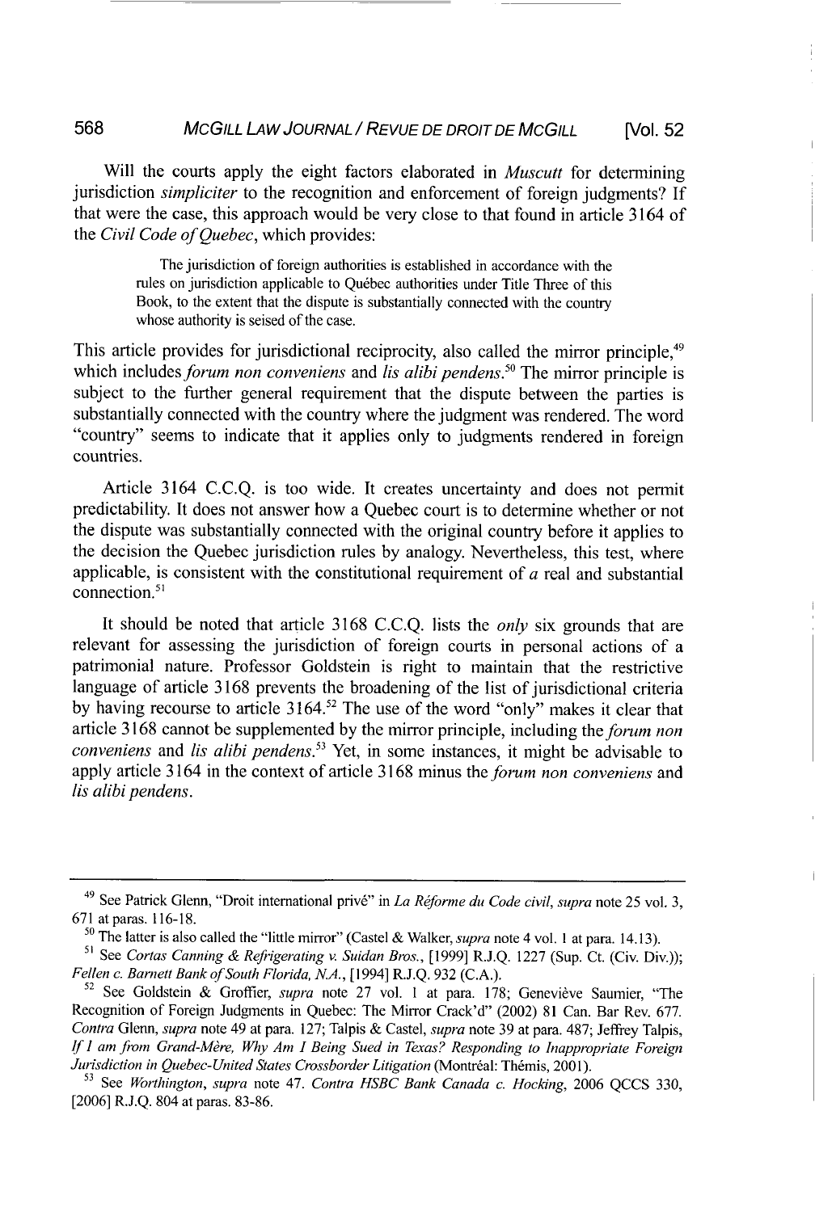Will the courts apply the eight factors elaborated in *Muscutt* for determining jurisdiction *simpliciter* to the recognition and enforcement of foreign judgments? If that were the case, this approach would be very close to that found in article 3164 of the *Civil Code of Quebec*, which provides:

> The jurisdiction of foreign authorities is established in accordance with the rules on jurisdiction applicable to Québec authorities under Title Three of this Book, to the extent that the dispute is substantially connected with the country whose authority is seised of the case.

This article provides for jurisdictional reciprocity, also called the mirror principle,[49] which includes *forum non conveniens* and *lis alibi pendens*.[50] The mirror principle is subject to the further general requirement that the dispute between the parties is substantially connected with the country where the judgment was rendered. The word "country" seems to indicate that it applies only to judgments rendered in foreign countries.

Article 3164 C.C.Q. is too wide. It creates uncertainty and does not permit predictability. It does not answer how a Quebec court is to determine whether or not the dispute was substantially connected with the original country before it applies to the decision the Quebec jurisdiction rules by analogy. Nevertheless, this test, where applicable, is consistent with the constitutional requirement of *a* real and substantial connection.[51]

It should be noted that article 3168 C.C.Q. lists the *only* six grounds that are relevant for assessing the jurisdiction of foreign courts in personal actions of a patrimonial nature. Professor Goldstein is right to maintain that the restrictive language of article 3168 prevents the broadening of the list of jurisdictional criteria by having recourse to article 3164.[52] The use of the word "only" makes it clear that article 3168 cannot be supplemented by the mirror principle, including the *forum non conveniens* and *lis alibi pendens*.[53] Yet, in some instances, it might be advisable to apply article 3164 in the context of article 3168 minus the *forum non conveniens* and *lis alibi pendens*.

---

[49] See Patrick Glenn, "Droit international privé" in *La Réforme du Code civil*, *supra* note 25 vol. 3, 671 at paras. 116-18.

[50] The latter is also called the "little mirror" (Castel & Walker, *supra* note 4 vol. 1 at para. 14.13).

[51] See *Cortas Canning & Refrigerating v. Suidan Bros.*, [1999] R.J.Q. 1227 (Sup. Ct. (Civ. Div.)); *Fellen c. Barnett Bank of South Florida, N.A.*, [1994] R.J.Q. 932 (C.A.).

[52] See Goldstein & Groffier, *supra* note 27 vol. 1 at para. 178; Geneviève Saumier, "The Recognition of Foreign Judgments in Quebec: The Mirror Crack'd" (2002) 81 Can. Bar Rev. 677. *Contra* Glenn, *supra* note 49 at para. 127; Talpis & Castel, *supra* note 39 at para. 487; Jeffrey Talpis, *If I am from Grand-Mère, Why Am I Being Sued in Texas? Responding to Inappropriate Foreign Jurisdiction in Quebec-United States Crossborder Litigation* (Montréal: Thémis, 2001).

[53] See *Worthington*, *supra* note 47. *Contra HSBC Bank Canada c. Hocking*, 2006 QCCS 330, [2006] R.J.Q. 804 at paras. 83-86.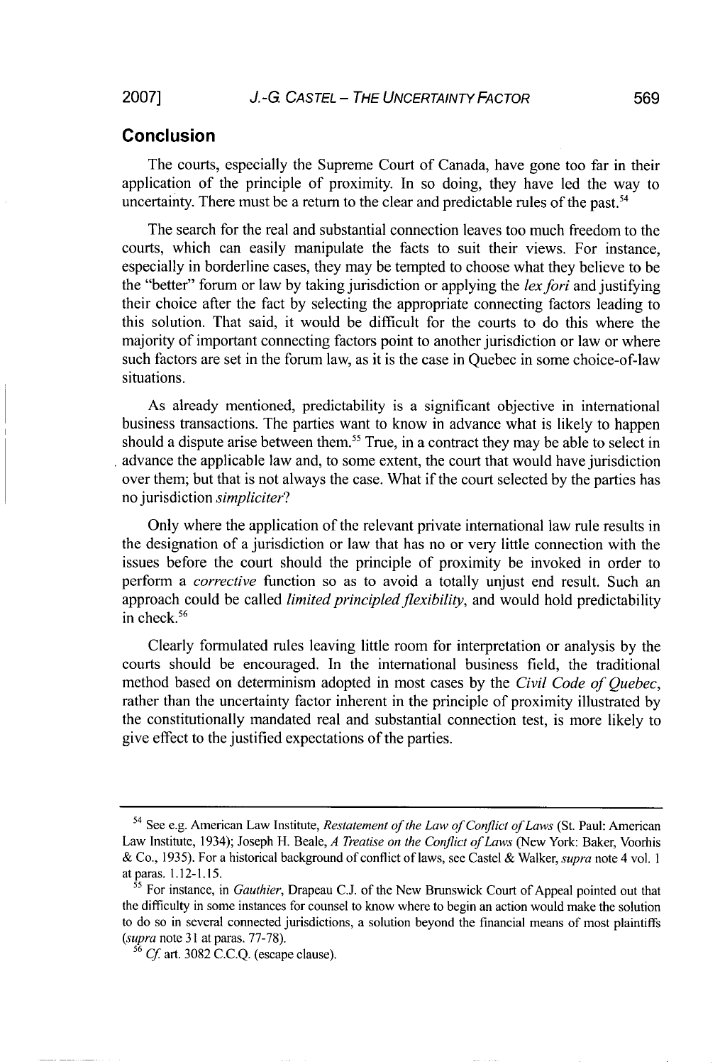## Conclusion

The courts, especially the Supreme Court of Canada, have gone too far in their application of the principle of proximity. In so doing, they have led the way to uncertainty. There must be a return to the clear and predictable rules of the past.[54]

The search for the real and substantial connection leaves too much freedom to the courts, which can easily manipulate the facts to suit their views. For instance, especially in borderline cases, they may be tempted to choose what they believe to be the "better" forum or law by taking jurisdiction or applying the *lex fori* and justifying their choice after the fact by selecting the appropriate connecting factors leading to this solution. That said, it would be difficult for the courts to do this where the majority of important connecting factors point to another jurisdiction or law or where such factors are set in the forum law, as it is the case in Quebec in some choice-of-law situations.

As already mentioned, predictability is a significant objective in international business transactions. The parties want to know in advance what is likely to happen should a dispute arise between them.[55] True, in a contract they may be able to select in advance the applicable law and, to some extent, the court that would have jurisdiction over them; but that is not always the case. What if the court selected by the parties has no jurisdiction *simpliciter*?

Only where the application of the relevant private international law rule results in the designation of a jurisdiction or law that has no or very little connection with the issues before the court should the principle of proximity be invoked in order to perform a *corrective* function so as to avoid a totally unjust end result. Such an approach could be called *limited principled flexibility*, and would hold predictability in check.[56]

Clearly formulated rules leaving little room for interpretation or analysis by the courts should be encouraged. In the international business field, the traditional method based on determinism adopted in most cases by the *Civil Code of Quebec*, rather than the uncertainty factor inherent in the principle of proximity illustrated by the constitutionally mandated real and substantial connection test, is more likely to give effect to the justified expectations of the parties.

---

[54] See e.g. American Law Institute, *Restatement of the Law of Conflict of Laws* (St. Paul: American Law Institute, 1934); Joseph H. Beale, *A Treatise on the Conflict of Laws* (New York: Baker, Voorhis & Co., 1935). For a historical background of conflict of laws, see Castel & Walker, *supra* note 4 vol. 1 at paras. 1.12-1.15.

[55] For instance, in *Gauthier*, Drapeau C.J. of the New Brunswick Court of Appeal pointed out that the difficulty in some instances for counsel to know where to begin an action would make the solution to do so in several connected jurisdictions, a solution beyond the financial means of most plaintiffs (*supra* note 31 at paras. 77-78).

[56] *Cf.* art. 3082 C.C.Q. (escape clause).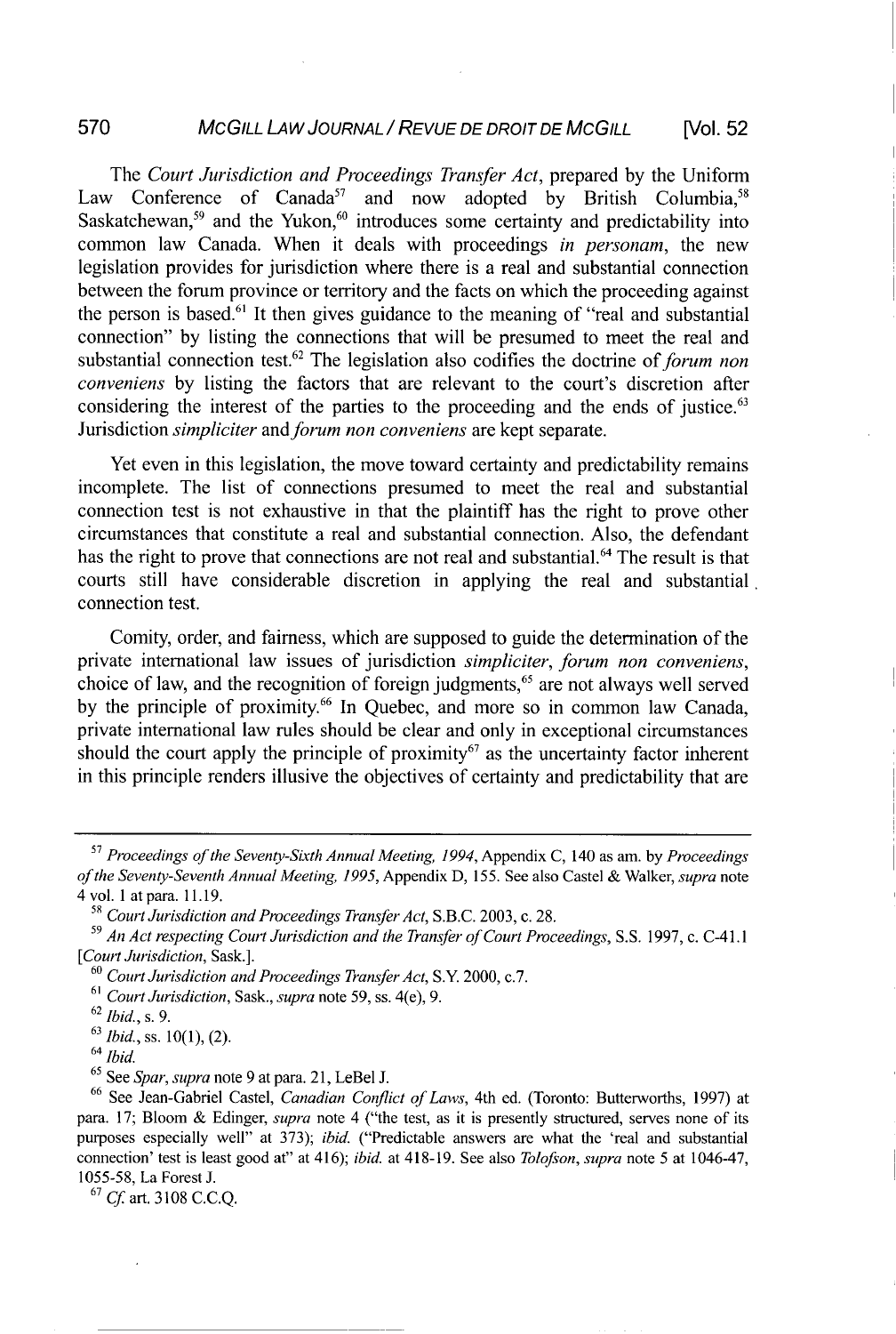The *Court Jurisdiction and Proceedings Transfer Act*, prepared by the Uniform Law Conference of Canada[57] and now adopted by British Columbia,[58] Saskatchewan,[59] and the Yukon,[60] introduces some certainty and predictability into common law Canada. When it deals with proceedings *in personam*, the new legislation provides for jurisdiction where there is a real and substantial connection between the forum province or territory and the facts on which the proceeding against the person is based.[61] It then gives guidance to the meaning of "real and substantial connection" by listing the connections that will be presumed to meet the real and substantial connection test.[62] The legislation also codifies the doctrine of *forum non conveniens* by listing the factors that are relevant to the court's discretion after considering the interest of the parties to the proceeding and the ends of justice.[63] Jurisdiction *simpliciter* and *forum non conveniens* are kept separate.

Yet even in this legislation, the move toward certainty and predictability remains incomplete. The list of connections presumed to meet the real and substantial connection test is not exhaustive in that the plaintiff has the right to prove other circumstances that constitute a real and substantial connection. Also, the defendant has the right to prove that connections are not real and substantial.[64] The result is that courts still have considerable discretion in applying the real and substantial connection test.

Comity, order, and fairness, which are supposed to guide the determination of the private international law issues of jurisdiction *simpliciter*, *forum non conveniens*, choice of law, and the recognition of foreign judgments,[65] are not always well served by the principle of proximity.[66] In Quebec, and more so in common law Canada, private international law rules should be clear and only in exceptional circumstances should the court apply the principle of proximity[67] as the uncertainty factor inherent in this principle renders illusive the objectives of certainty and predictability that are

---

[57] *Proceedings of the Seventy-Sixth Annual Meeting, 1994*, Appendix C, 140 as am. by *Proceedings of the Seventy-Seventh Annual Meeting, 1995*, Appendix D, 155. See also Castel & Walker, *supra* note 4 vol. 1 at para. 11.19.

[58] *Court Jurisdiction and Proceedings Transfer Act*, S.B.C. 2003, c. 28.

[59] *An Act respecting Court Jurisdiction and the Transfer of Court Proceedings*, S.S. 1997, c. C-41.1 [*Court Jurisdiction*, Sask.].

[60] *Court Jurisdiction and Proceedings Transfer Act*, S.Y. 2000, c.7.

[61] *Court Jurisdiction*, Sask., *supra* note 59, ss. 4(e), 9.

[62] *Ibid.*, s. 9.

[63] *Ibid.*, ss. 10(1), (2).

[64] *Ibid.*

[65] See *Spar*, *supra* note 9 at para. 21, LeBel J.

[66] See Jean-Gabriel Castel, *Canadian Conflict of Laws*, 4th ed. (Toronto: Butterworths, 1997) at para. 17; Bloom & Edinger, *supra* note 4 ("the test, as it is presently structured, serves none of its purposes especially well" at 373); *ibid.* ("Predictable answers are what the 'real and substantial connection' test is least good at" at 416); *ibid.* at 418-19. See also *Tolofson*, *supra* note 5 at 1046-47, 1055-58, La Forest J.

[67] *Cf.* art. 3108 C.C.Q.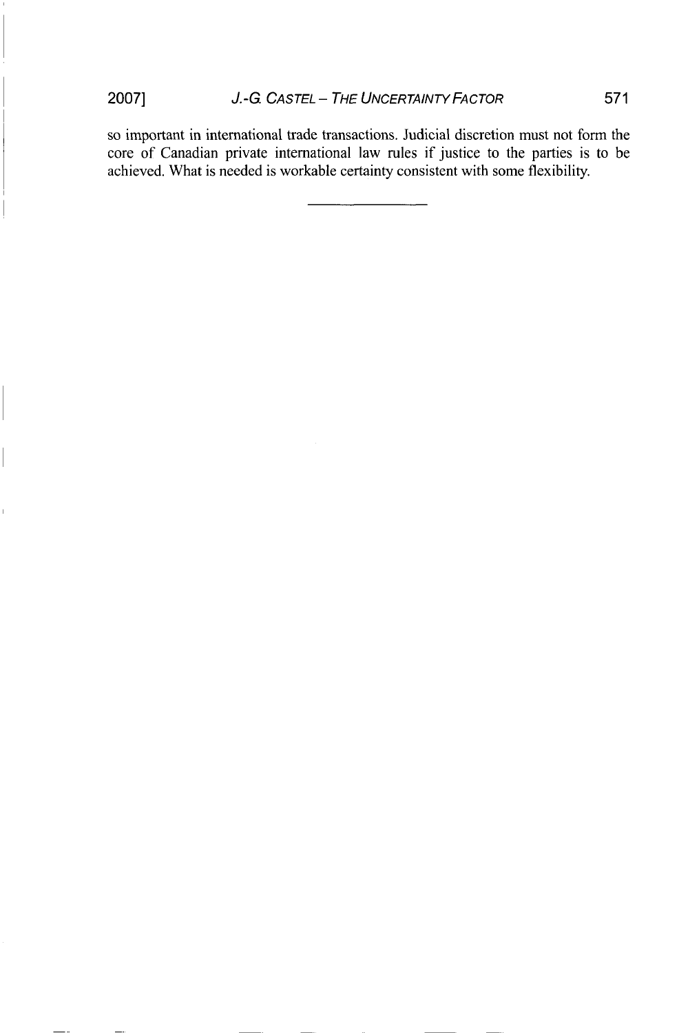so important in international trade transactions. Judicial discretion must not form the core of Canadian private international law rules if justice to the parties is to be achieved. What is needed is workable certainty consistent with some flexibility.